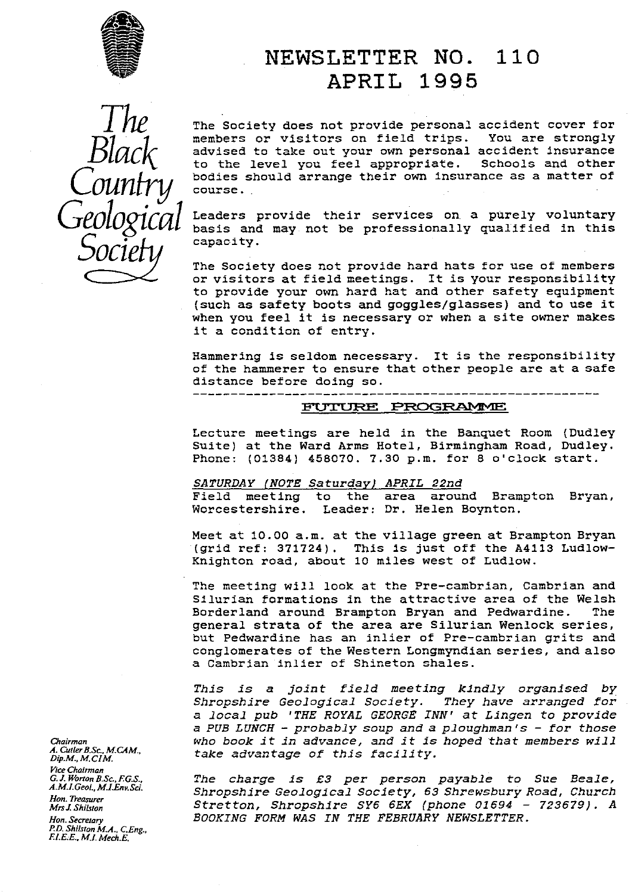# NEWSLETTER NO. 110
# APRIL 1995

*The Black Country Geological Society*

The Society does not provide personal accident cover for members or visitors on field trips. You are strongly advised to take out your own personal accident insurance to the level you feel appropriate. Schools and other bodies should arrange their own insurance as a matter of course.

Leaders provide their services on a purely voluntary basis and may not be professionally qualified in this capacity.

The Society does not provide hard hats for use of members or visitors at field meetings. It is your responsibility to provide your own hard hat and other safety equipment (such as safety boots and goggles/glasses) and to use it when you feel it is necessary or when a site owner makes it a condition of entry.

Hammering is seldom necessary. It is the responsibility of the hammerer to ensure that other people are at a safe distance before doing so.

---

## FUTURE PROGRAMME

Lecture meetings are held in the Banquet Room (Dudley Suite) at the Ward Arms Hotel, Birmingham Road, Dudley. Phone: (01384) 458070. 7.30 p.m. for 8 o'clock start.

*SATURDAY (NOTE Saturday) APRIL 22nd*
Field meeting to the area around Brampton Bryan, Worcestershire. Leader: Dr. Helen Boynton.

Meet at 10.00 a.m. at the village green at Brampton Bryan (grid ref: 371724). This is just off the A4113 Ludlow-Knighton road, about 10 miles west of Ludlow.

The meeting will look at the Pre-cambrian, Cambrian and Silurian formations in the attractive area of the Welsh Borderland around Brampton Bryan and Pedwardine. The general strata of the area are Silurian Wenlock series, but Pedwardine has an inlier of Pre-cambrian grits and conglomerates of the Western Longmyndian series, and also a Cambrian inlier of Shineton shales.

*This is a joint field meeting kindly organised by Shropshire Geological Society. They have arranged for a local pub 'THE ROYAL GEORGE INN' at Lingen to provide a PUB LUNCH - probably soup and a ploughman's - for those who book it in advance, and it is hoped that members will take advantage of this facility.*

*The charge is £3 per person payable to Sue Beale, Shropshire Geological Society, 63 Shrewsbury Road, Church Stretton, Shropshire SY6 6EX (phone 01694 - 723679). A BOOKING FORM WAS IN THE FEBRUARY NEWSLETTER.*

*Chairman*
*A. Cutler B.Sc., M.CAM., Dip.M., M.CIM.*
*Vice Chairman*
*G. J. Worton B.Sc., F.G.S., A.M.I.Geol., M.I.Env.Sci.*
*Hon. Treasurer*
*Mrs J. Shilston*
*Hon. Secretary*
*P.D. Shilston M.A., C.Eng., F.I.E.E., M.I. Mech.E.*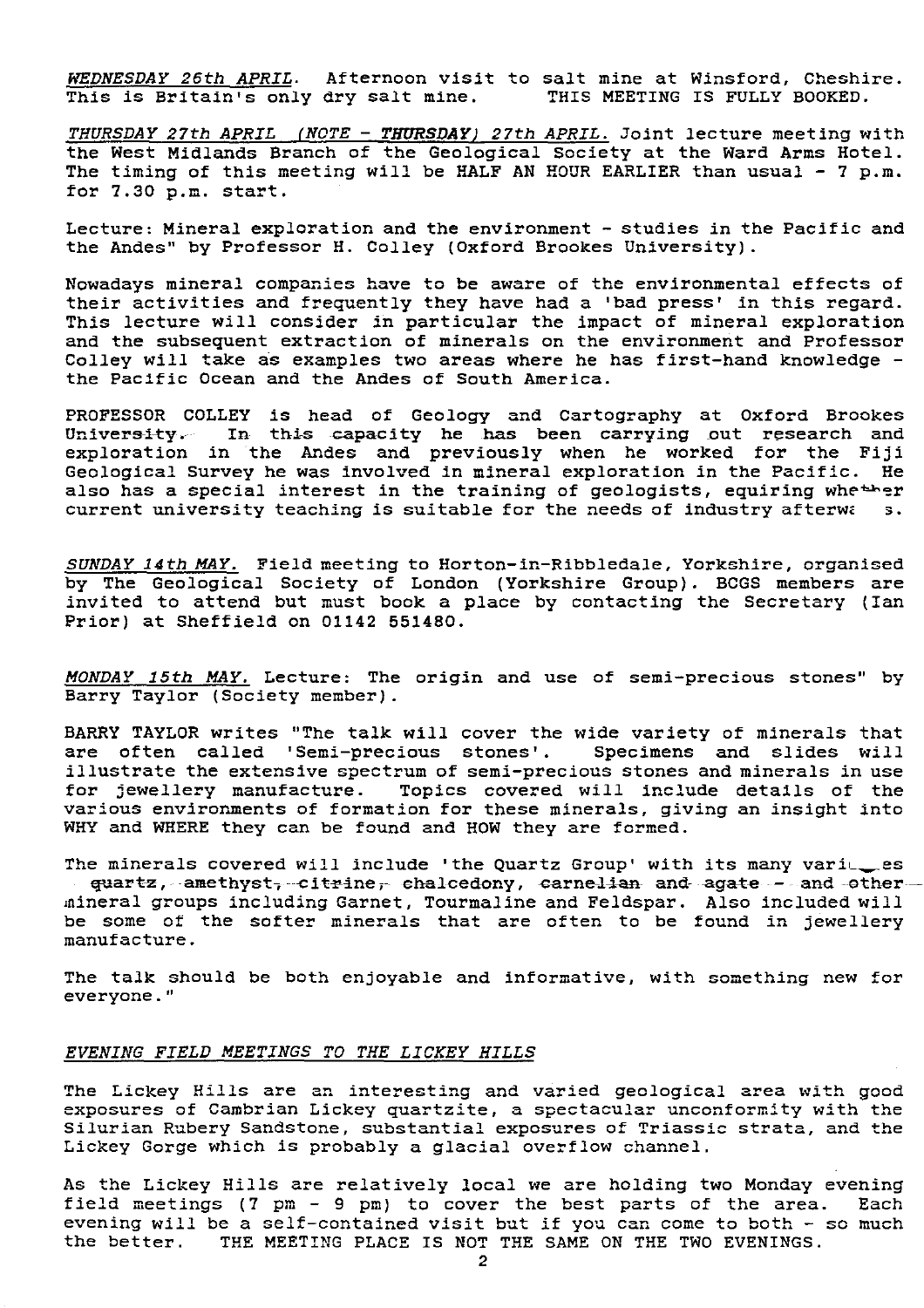*WEDNESDAY 26th APRIL*. Afternoon visit to salt mine at Winsford, Cheshire. This is Britain's only dry salt mine. THIS MEETING IS FULLY BOOKED.

*THURSDAY 27th APRIL (NOTE - THURSDAY) 27th APRIL.* Joint lecture meeting with the West Midlands Branch of the Geological Society at the Ward Arms Hotel. The timing of this meeting will be HALF AN HOUR EARLIER than usual - 7 p.m. for 7.30 p.m. start.

Lecture: Mineral exploration and the environment - studies in the Pacific and the Andes" by Professor H. Colley (Oxford Brookes University).

Nowadays mineral companies have to be aware of the environmental effects of their activities and frequently they have had a 'bad press' in this regard. This lecture will consider in particular the impact of mineral exploration and the subsequent extraction of minerals on the environment and Professor Colley will take as examples two areas where he has first-hand knowledge - the Pacific Ocean and the Andes of South America.

PROFESSOR COLLEY is head of Geology and Cartography at Oxford Brookes University. In this capacity he has been carrying out research and exploration in the Andes and previously when he worked for the Fiji Geological Survey he was involved in mineral exploration in the Pacific. He also has a special interest in the training of geologists, equiring whether current university teaching is suitable for the needs of industry afterwards.

*SUNDAY 14th MAY.* Field meeting to Horton-in-Ribbledale, Yorkshire, organised by The Geological Society of London (Yorkshire Group). BCGS members are invited to attend but must book a place by contacting the Secretary (Ian Prior) at Sheffield on 01142 551480.

*MONDAY 15th MAY.* Lecture: The origin and use of semi-precious stones" by Barry Taylor (Society member).

BARRY TAYLOR writes "The talk will cover the wide variety of minerals that are often called 'Semi-precious stones'. Specimens and slides will illustrate the extensive spectrum of semi-precious stones and minerals in use for jewellery manufacture. Topics covered will include details of the various environments of formation for these minerals, giving an insight into WHY and WHERE they can be found and HOW they are formed.

The minerals covered will include 'the Quartz Group' with its many varieties quartz, amethyst, citrine, chalcedony, carnelian and agate - and other mineral groups including Garnet, Tourmaline and Feldspar. Also included will be some of the softer minerals that are often to be found in jewellery manufacture.

The talk should be both enjoyable and informative, with something new for everyone."

*EVENING FIELD MEETINGS TO THE LICKEY HILLS*

The Lickey Hills are an interesting and varied geological area with good exposures of Cambrian Lickey quartzite, a spectacular unconformity with the Silurian Rubery Sandstone, substantial exposures of Triassic strata, and the Lickey Gorge which is probably a glacial overflow channel.

As the Lickey Hills are relatively local we are holding two Monday evening field meetings (7 pm - 9 pm) to cover the best parts of the area. Each evening will be a self-contained visit but if you can come to both - so much the better. THE MEETING PLACE IS NOT THE SAME ON THE TWO EVENINGS.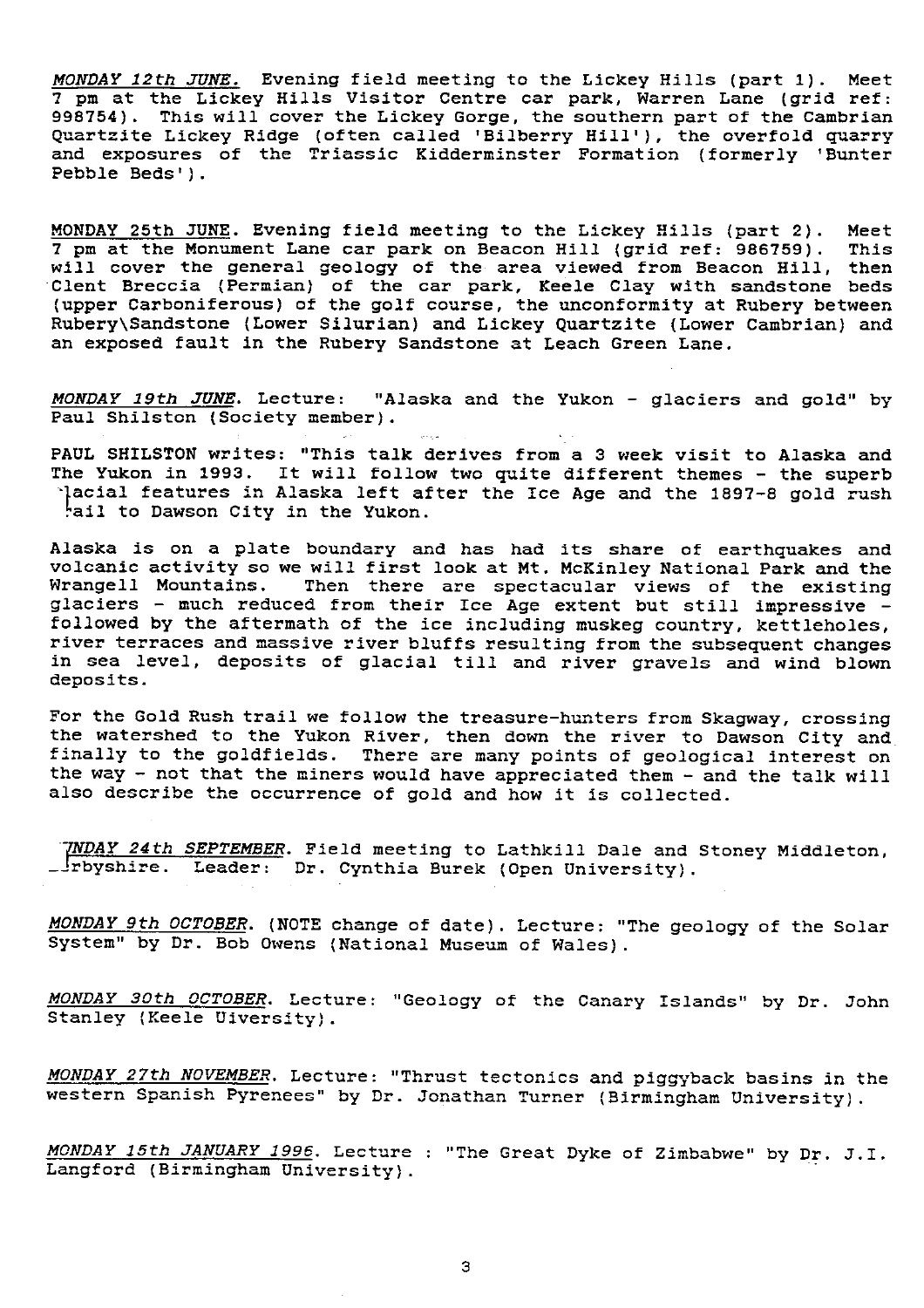*MONDAY 12th JUNE.* Evening field meeting to the Lickey Hills (part 1). Meet 7 pm at the Lickey Hills Visitor Centre car park, Warren Lane (grid ref: 998754). This will cover the Lickey Gorge, the southern part of the Cambrian Quartzite Lickey Ridge (often called 'Bilberry Hill'), the overfold quarry and exposures of the Triassic Kidderminster Formation (formerly 'Bunter Pebble Beds').

MONDAY 25th JUNE. Evening field meeting to the Lickey Hills (part 2). Meet 7 pm at the Monument Lane car park on Beacon Hill (grid ref: 986759). This will cover the general geology of the area viewed from Beacon Hill, then Clent Breccia (Permian) of the car park, Keele Clay with sandstone beds (upper Carboniferous) of the golf course, the unconformity at Rubery between Rubery\Sandstone (Lower Silurian) and Lickey Quartzite (Lower Cambrian) and an exposed fault in the Rubery Sandstone at Leach Green Lane.

*MONDAY 19th JUNE.* Lecture: "Alaska and the Yukon - glaciers and gold" by Paul Shilston (Society member).

PAUL SHILSTON writes: "This talk derives from a 3 week visit to Alaska and The Yukon in 1993. It will follow two quite different themes - the superb glacial features in Alaska left after the Ice Age and the 1897-8 gold rush trail to Dawson City in the Yukon.

Alaska is on a plate boundary and has had its share of earthquakes and volcanic activity so we will first look at Mt. McKinley National Park and the Wrangell Mountains. Then there are spectacular views of the existing glaciers - much reduced from their Ice Age extent but still impressive - followed by the aftermath of the ice including muskeg country, kettleholes, river terraces and massive river bluffs resulting from the subsequent changes in sea level, deposits of glacial till and river gravels and wind blown deposits.

For the Gold Rush trail we follow the treasure-hunters from Skagway, crossing the watershed to the Yukon River, then down the river to Dawson City and finally to the goldfields. There are many points of geological interest on the way - not that the miners would have appreciated them - and the talk will also describe the occurrence of gold and how it is collected.

*SUNDAY 24th SEPTEMBER.* Field meeting to Lathkill Dale and Stoney Middleton, Derbyshire. Leader: Dr. Cynthia Burek (Open University).

*MONDAY 9th OCTOBER.* (NOTE change of date). Lecture: "The geology of the Solar System" by Dr. Bob Owens (National Museum of Wales).

*MONDAY 30th OCTOBER.* Lecture: "Geology of the Canary Islands" by Dr. John Stanley (Keele Uiversity).

*MONDAY 27th NOVEMBER.* Lecture: "Thrust tectonics and piggyback basins in the western Spanish Pyrenees" by Dr. Jonathan Turner (Birmingham University).

*MONDAY 15th JANUARY 1996.* Lecture : "The Great Dyke of Zimbabwe" by Dr. J.I. Langford (Birmingham University).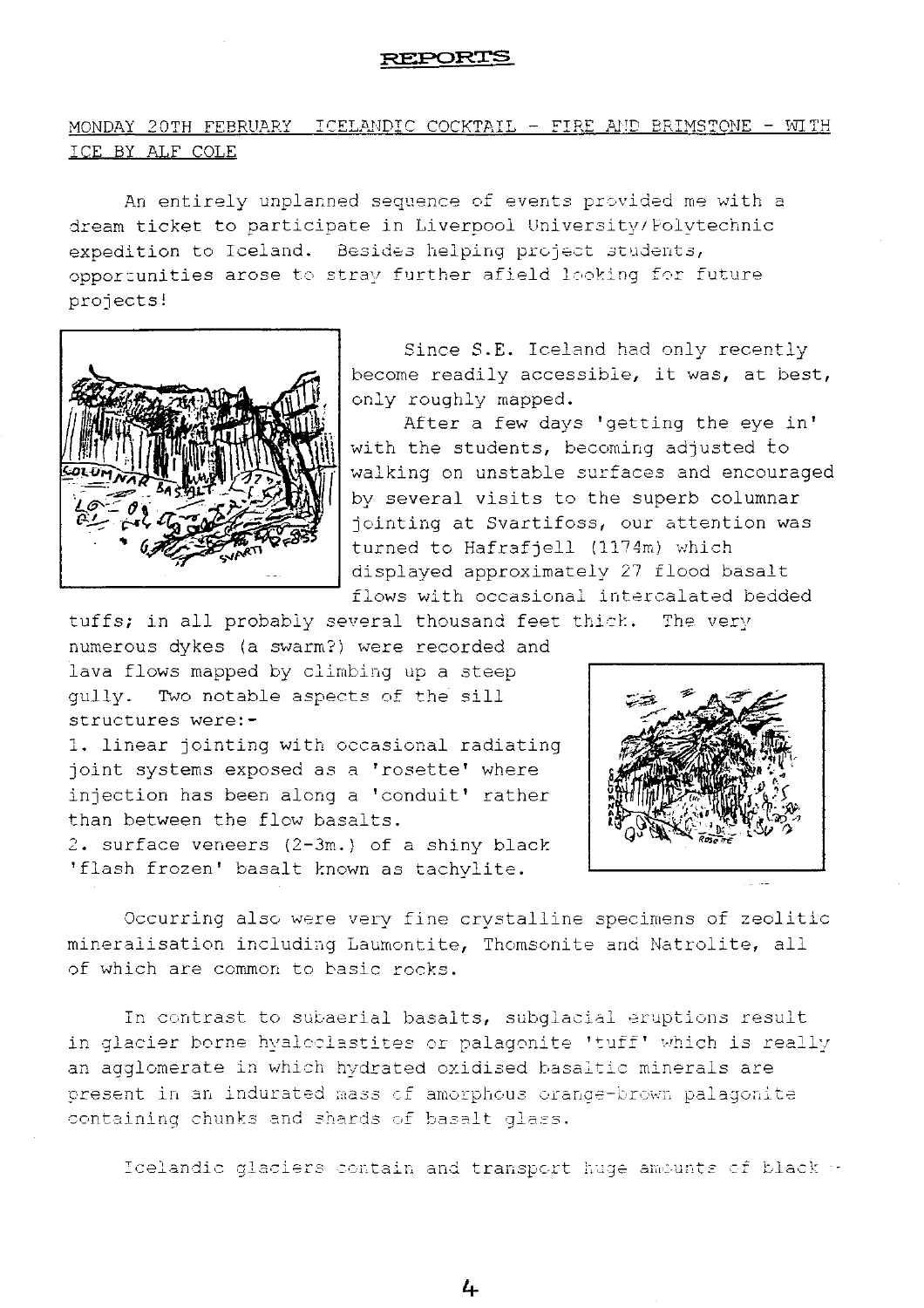## REPORTS

MONDAY 20TH FEBRUARY ICELANDIC COCKTAIL - FIRE AND BRIMSTONE - WITH ICE BY ALF COLE

An entirely unplanned sequence of events provided me with a dream ticket to participate in Liverpool University/Polytechnic expedition to Iceland. Besides helping project students, opportunities arose to stray further afield looking for future projects!

Since S.E. Iceland had only recently become readily accessible, it was, at best, only roughly mapped.

After a few days 'getting the eye in' with the students, becoming adjusted to walking on unstable surfaces and encouraged by several visits to the superb columnar jointing at Svartifoss, our attention was turned to Hafrafjell (1174m) which displayed approximately 27 flood basalt flows with occasional intercalated bedded tuffs; in all probably several thousand feet thick. The very numerous dykes (a swarm?) were recorded and lava flows mapped by climbing up a steep gully. Two notable aspects of the sill structures were:-

1. linear jointing with occasional radiating joint systems exposed as a 'rosette' where injection has been along a 'conduit' rather than between the flow basalts.
2. surface veneers (2-3m.) of a shiny black 'flash frozen' basalt known as tachylite.

Occurring also were very fine crystalline specimens of zeolitic mineralisation including Laumontite, Thomsonite and Natrolite, all of which are common to basic rocks.

In contrast to subaerial basalts, subglacial eruptions result in glacier borne hyaloclastites or palagonite 'tuff' which is really an agglomerate in which hydrated oxidised basaltic minerals are present in an indurated mass of amorphous orange-brown palagonite containing chunks and shards of basalt glass.

Icelandic glaciers contain and transport huge amounts of black -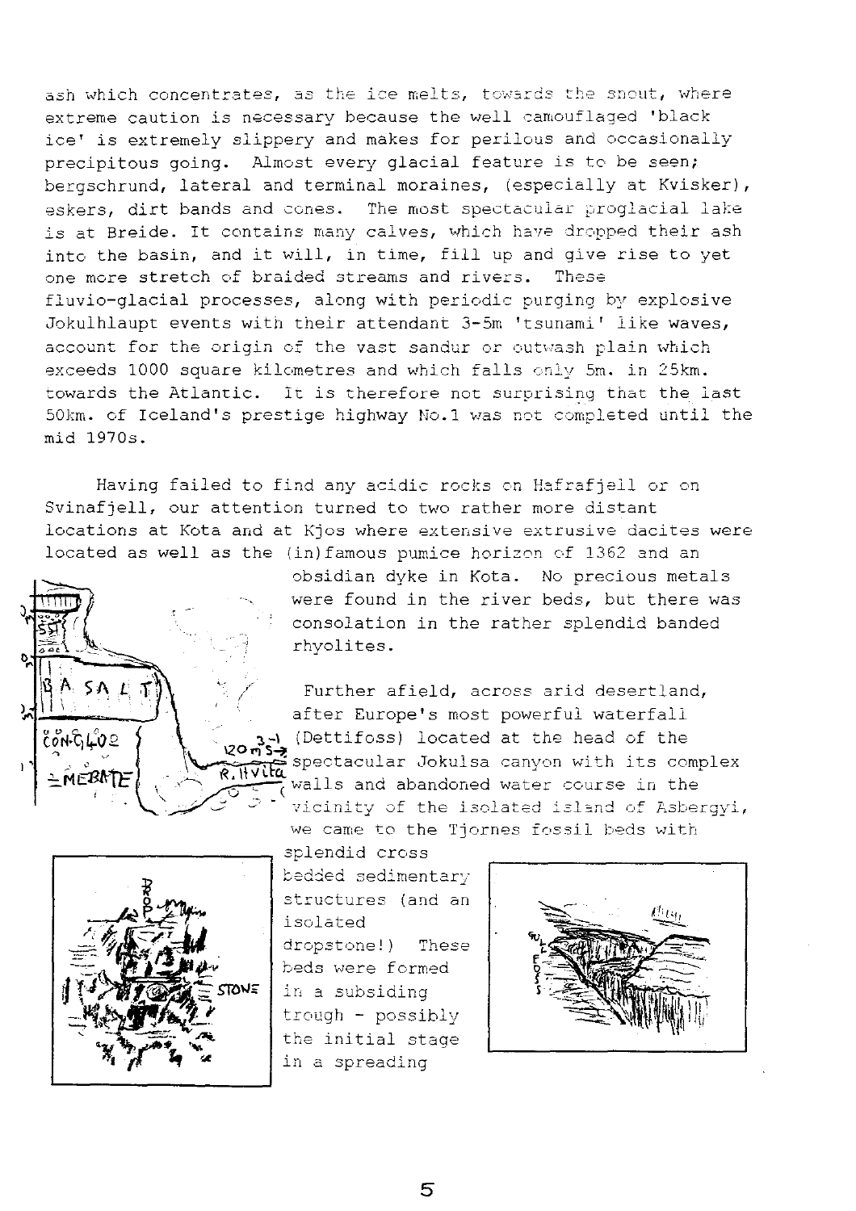ash which concentrates, as the ice melts, towards the snout, where extreme caution is necessary because the well camouflaged 'black ice' is extremely slippery and makes for perilous and occasionally precipitous going. Almost every glacial feature is to be seen; bergschrund, lateral and terminal moraines, (especially at Kvisker), eskers, dirt bands and cones. The most spectacular proglacial lake is at Breide. It contains many calves, which have dropped their ash into the basin, and it will, in time, fill up and give rise to yet one more stretch of braided streams and rivers. These fluvio-glacial processes, along with periodic purging by explosive Jokulhlaupt events with their attendant 3-5m 'tsunami' like waves, account for the origin of the vast sandur or outwash plain which exceeds 1000 square kilometres and which falls only 5m. in 25km. towards the Atlantic. It is therefore not surprising that the last 50km. of Iceland's prestige highway No.1 was not completed until the mid 1970s.

Having failed to find any acidic rocks on Hafrafjell or on Svinafjell, our attention turned to two rather more distant locations at Kota and at Kjos where extensive extrusive dacites were located as well as the (in)famous pumice horizon of 1362 and an obsidian dyke in Kota. No precious metals were found in the river beds, but there was consolation in the rather splendid banded rhyolites.

Further afield, across arid desertland, after Europe's most powerful waterfall (Dettifoss) located at the head of the spectacular Jokulsa canyon with its complex walls and abandoned water course in the vicinity of the isolated island of Asbergyi, we came to the Tjornes fossil beds with splendid cross bedded sedimentary structures (and an isolated dropstone!) These beds were formed in a subsiding trough - possibly the initial stage in a spreading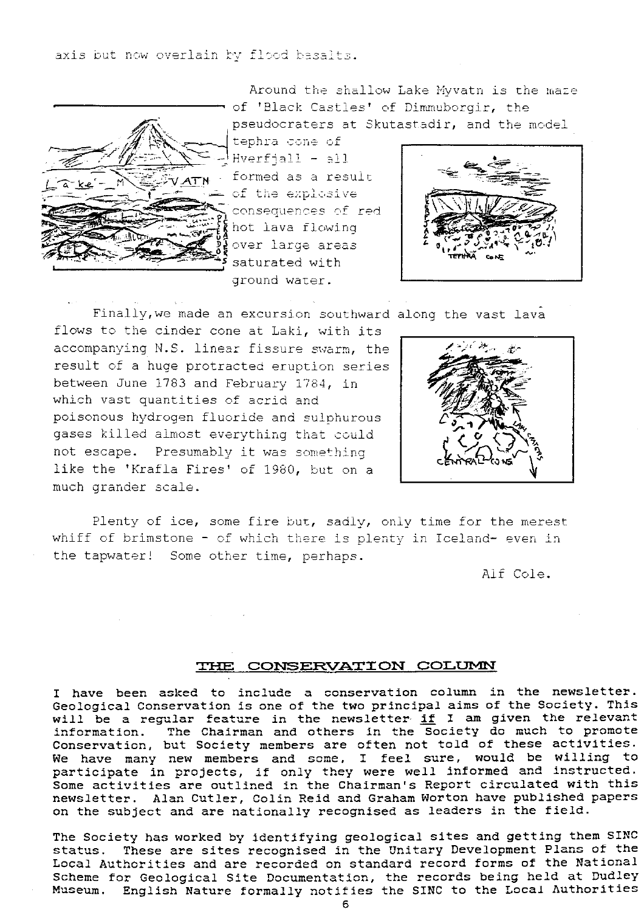axis but now overlain by flood basalts.

Around the shallow Lake Myvatn is the maze of 'Black Castles' of Dimmuborgir, the pseudocraters at Skutastadir, and the model tephra cone of Hverfjall - all formed as a result of the explosive consequences of red hot lava flowing over large areas saturated with ground water.

Finally, we made an excursion southward along the vast lava flows to the cinder cone at Laki, with its accompanying N.S. linear fissure swarm, the result of a huge protracted eruption series between June 1783 and February 1784, in which vast quantities of acrid and poisonous hydrogen fluoride and sulphurous gases killed almost everything that could not escape. Presumably it was something like the 'Krafla Fires' of 1980, but on a much grander scale.

Plenty of ice, some fire but, sadly, only time for the merest whiff of brimstone - of which there is plenty in Iceland- even in the tapwater! Some other time, perhaps.

Alf Cole.

## THE CONSERVATION COLUMN

I have been asked to include a conservation column in the newsletter. Geological Conservation is one of the two principal aims of the Society. This will be a regular feature in the newsletter <u>if</u> I am given the relevant information. The Chairman and others in the Society do much to promote Conservation, but Society members are often not told of these activities. We have many new members and some, I feel sure, would be willing to participate in projects, if only they were well informed and instructed. Some activities are outlined in the Chairman's Report circulated with this newsletter. Alan Cutler, Colin Reid and Graham Worton have published papers on the subject and are nationally recognised as leaders in the field.

The Society has worked by identifying geological sites and getting them SINC status. These are sites recognised in the Unitary Development Plans of the Local Authorities and are recorded on standard record forms of the National Scheme for Geological Site Documentation, the records being held at Dudley Museum. English Nature formally notifies the SINC to the Local Authorities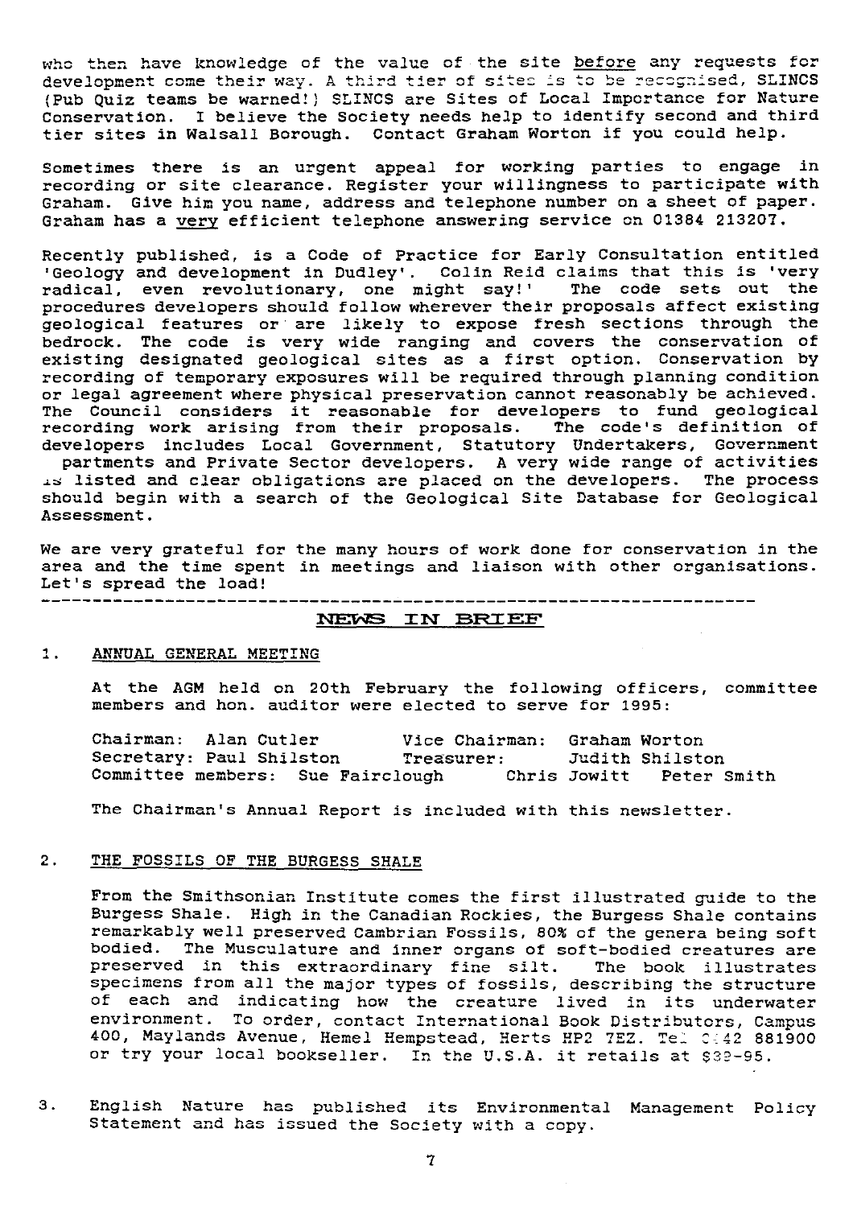who then have knowledge of the value of the site before any requests for development come their way. A third tier of sites is to be recognised, SLINCS (Pub Quiz teams be warned!) SLINCS are Sites of Local Importance for Nature Conservation. I believe the Society needs help to identify second and third tier sites in Walsall Borough. Contact Graham Worton if you could help.

Sometimes there is an urgent appeal for working parties to engage in recording or site clearance. Register your willingness to participate with Graham. Give him you name, address and telephone number on a sheet of paper. Graham has a very efficient telephone answering service on 01384 213207.

Recently published, is a Code of Practice for Early Consultation entitled 'Geology and development in Dudley'. Colin Reid claims that this is 'very radical, even revolutionary, one might say!' The code sets out the procedures developers should follow wherever their proposals affect existing geological features or are likely to expose fresh sections through the bedrock. The code is very wide ranging and covers the conservation of existing designated geological sites as a first option. Conservation by recording of temporary exposures will be required through planning condition or legal agreement where physical preservation cannot reasonably be achieved. The Council considers it reasonable for developers to fund geological recording work arising from their proposals. The code's definition of developers includes Local Government, Statutory Undertakers, Government partments and Private Sector developers. A very wide range of activities is listed and clear obligations are placed on the developers. The process should begin with a search of the Geological Site Database for Geological Assessment.

We are very grateful for the many hours of work done for conservation in the area and the time spent in meetings and liaison with other organisations. Let's spread the load!

---

## NEWS IN BRIEF

1. ANNUAL GENERAL MEETING

   At the AGM held on 20th February the following officers, committee members and hon. auditor were elected to serve for 1995:

   Chairman: Alan Cutler — Vice Chairman: Graham Worton
   Secretary: Paul Shilston — Treasurer: Judith Shilston
   Committee members: Sue Fairclough — Chris Jowitt — Peter Smith

   The Chairman's Annual Report is included with this newsletter.

2. THE FOSSILS OF THE BURGESS SHALE

   From the Smithsonian Institute comes the first illustrated guide to the Burgess Shale. High in the Canadian Rockies, the Burgess Shale contains remarkably well preserved Cambrian Fossils, 80% of the genera being soft bodied. The Musculature and inner organs of soft-bodied creatures are preserved in this extraordinary fine silt. The book illustrates specimens from all the major types of fossils, describing the structure of each and indicating how the creature lived in its underwater environment. To order, contact International Book Distributors, Campus 400, Maylands Avenue, Hemel Hempstead, Herts HP2 7EZ. Tel 0442 881900 or try your local bookseller. In the U.S.A. it retails at $39-95.

3. English Nature has published its Environmental Management Policy Statement and has issued the Society with a copy.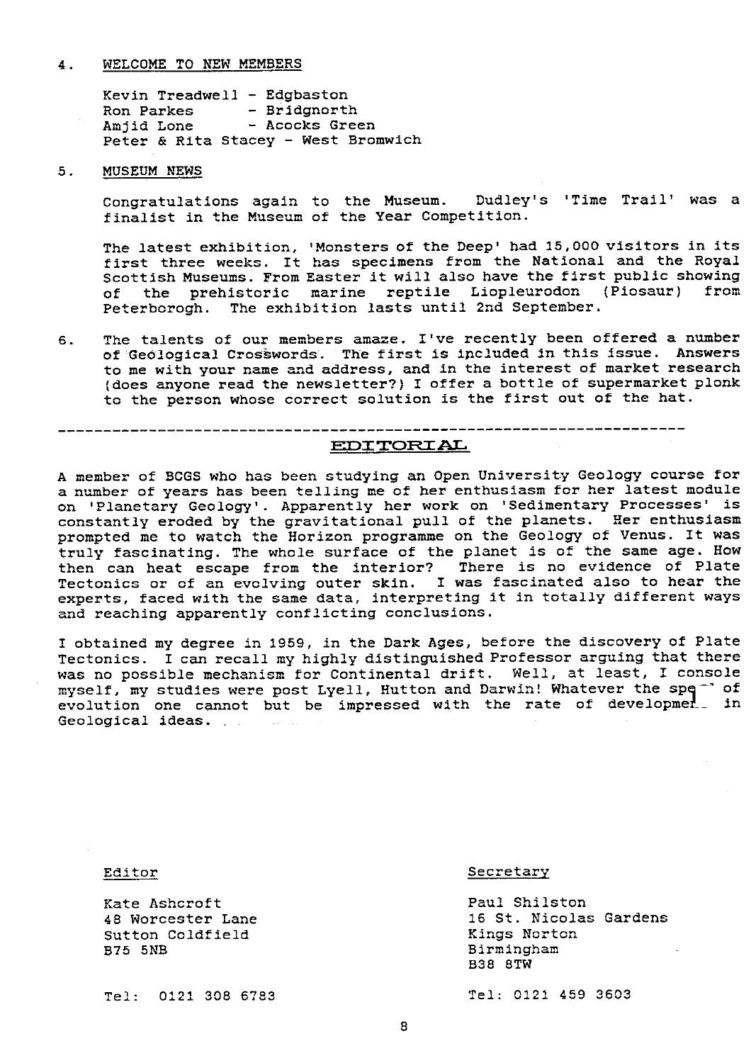4. WELCOME TO NEW MEMBERS

   Kevin Treadwell - Edgbaston
   Ron Parkes - Bridgnorth
   Amjid Lone - Acocks Green
   Peter & Rita Stacey - West Bromwich

5. MUSEUM NEWS

   Congratulations again to the Museum. Dudley's 'Time Trail' was a finalist in the Museum of the Year Competition.

   The latest exhibition, 'Monsters of the Deep' had 15,000 visitors in its first three weeks. It has specimens from the National and the Royal Scottish Museums. From Easter it will also have the first public showing of the prehistoric marine reptile Liopleurodon (Piosaur) from Peterborogh. The exhibition lasts until 2nd September.

6. The talents of our members amaze. I've recently been offered a number of Geological Crosswords. The first is included in this issue. Answers to me with your name and address, and in the interest of market research (does anyone read the newsletter?) I offer a bottle of supermarket plonk to the person whose correct solution is the first out of the hat.

---

## EDITORIAL

A member of BCGS who has been studying an Open University Geology course for a number of years has been telling me of her enthusiasm for her latest module on 'Planetary Geology'. Apparently her work on 'Sedimentary Processes' is constantly eroded by the gravitational pull of the planets. Her enthusiasm prompted me to watch the Horizon programme on the Geology of Venus. It was truly fascinating. The whole surface of the planet is of the same age. How then can heat escape from the interior? There is no evidence of Plate Tectonics or of an evolving outer skin. I was fascinated also to hear the experts, faced with the same data, interpreting it in totally different ways and reaching apparently conflicting conclusions.

I obtained my degree in 1959, in the Dark Ages, before the discovery of Plate Tectonics. I can recall my highly distinguished Professor arguing that there was no possible mechanism for Continental drift. Well, at least, I console myself, my studies were post Lyell, Hutton and Darwin! Whatever the speed of evolution one cannot but be impressed with the rate of development in Geological ideas.

Editor

Kate Ashcroft
48 Worcester Lane
Sutton Coldfield
B75 5NB

Tel: 0121 308 6783

Secretary

Paul Shilston
16 St. Nicolas Gardens
Kings Norton
Birmingham
B38 8TW

Tel: 0121 459 3603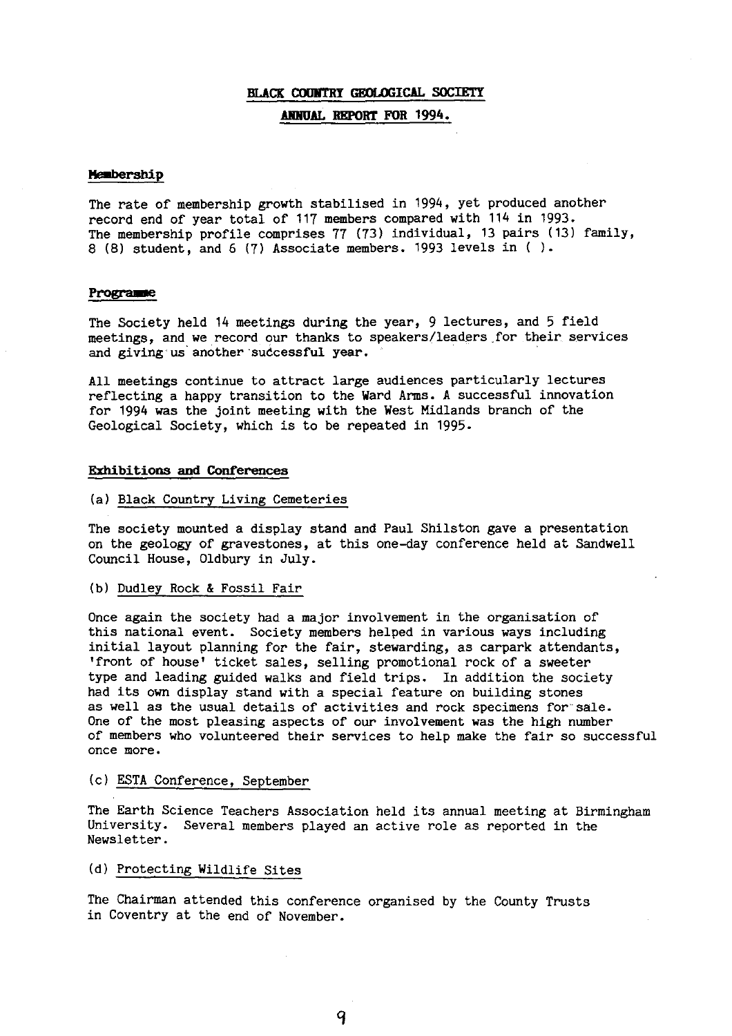# BLACK COUNTRY GEOLOGICAL SOCIETY

## ANNUAL REPORT FOR 1994.

### Membership

The rate of membership growth stabilised in 1994, yet produced another record end of year total of 117 members compared with 114 in 1993. The membership profile comprises 77 (73) individual, 13 pairs (13) family, 8 (8) student, and 6 (7) Associate members. 1993 levels in ( ).

### Programme

The Society held 14 meetings during the year, 9 lectures, and 5 field meetings, and we record our thanks to speakers/leaders for their services and giving us another successful year.

All meetings continue to attract large audiences particularly lectures reflecting a happy transition to the Ward Arms. A successful innovation for 1994 was the joint meeting with the West Midlands branch of the Geological Society, which is to be repeated in 1995.

### Exhibitions and Conferences

(a) Black Country Living Cemeteries

The society mounted a display stand and Paul Shilston gave a presentation on the geology of gravestones, at this one-day conference held at Sandwell Council House, Oldbury in July.

(b) Dudley Rock & Fossil Fair

Once again the society had a major involvement in the organisation of this national event. Society members helped in various ways including initial layout planning for the fair, stewarding, as carpark attendants, 'front of house' ticket sales, selling promotional rock of a sweeter type and leading guided walks and field trips. In addition the society had its own display stand with a special feature on building stones as well as the usual details of activities and rock specimens for sale. One of the most pleasing aspects of our involvement was the high number of members who volunteered their services to help make the fair so successful once more.

(c) ESTA Conference, September

The Earth Science Teachers Association held its annual meeting at Birmingham University. Several members played an active role as reported in the Newsletter.

(d) Protecting Wildlife Sites

The Chairman attended this conference organised by the County Trusts in Coventry at the end of November.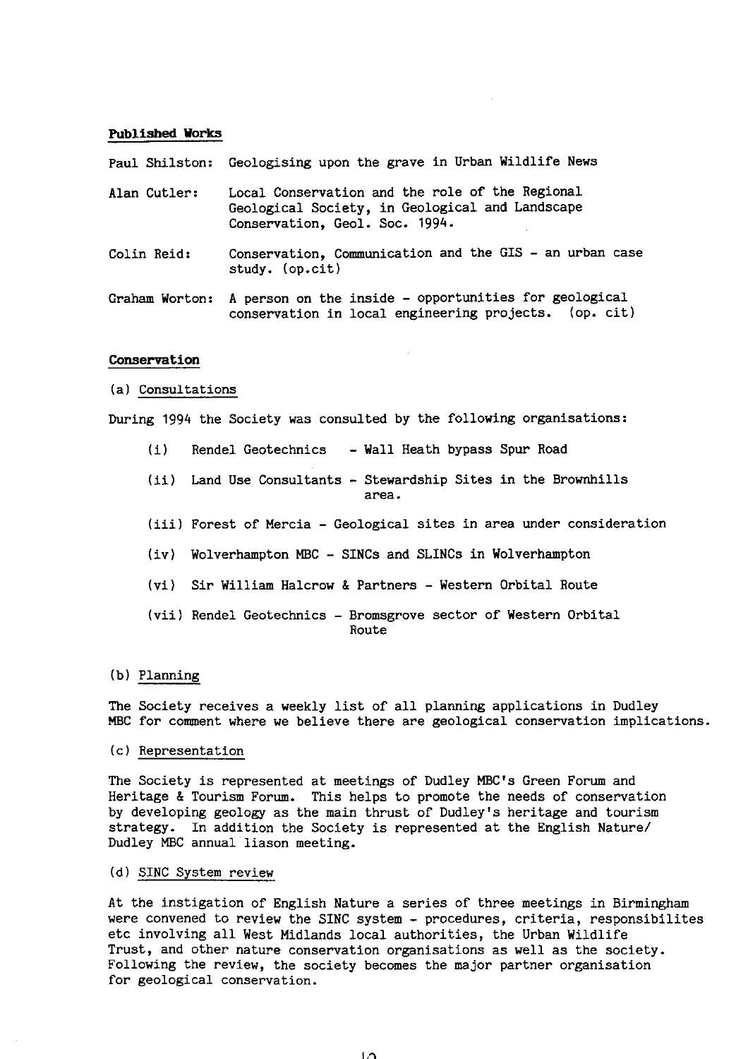**Published Works**

Paul Shilston: Geologising upon the grave in Urban Wildlife News

Alan Cutler: Local Conservation and the role of the Regional Geological Society, in Geological and Landscape Conservation, Geol. Soc. 1994.

Colin Reid: Conservation, Communication and the GIS - an urban case study. (op.cit)

Graham Worton: A person on the inside - opportunities for geological conservation in local engineering projects. (op. cit)

**Conservation**

(a) Consultations

During 1994 the Society was consulted by the following organisations:

(i) Rendel Geotechnics - Wall Heath bypass Spur Road

(ii) Land Use Consultants - Stewardship Sites in the Brownhills area.

(iii) Forest of Mercia - Geological sites in area under consideration

(iv) Wolverhampton MBC - SINCs and SLINCs in Wolverhampton

(vi) Sir William Halcrow & Partners - Western Orbital Route

(vii) Rendel Geotechnics - Bromsgrove sector of Western Orbital Route

(b) Planning

The Society receives a weekly list of all planning applications in Dudley MBC for comment where we believe there are geological conservation implications.

(c) Representation

The Society is represented at meetings of Dudley MBC's Green Forum and Heritage & Tourism Forum. This helps to promote the needs of conservation by developing geology as the main thrust of Dudley's heritage and tourism strategy. In addition the Society is represented at the English Nature/ Dudley MBC annual liason meeting.

(d) SINC System review

At the instigation of English Nature a series of three meetings in Birmingham were convened to review the SINC system - procedures, criteria, responsibilites etc involving all West Midlands local authorities, the Urban Wildlife Trust, and other nature conservation organisations as well as the society. Following the review, the society becomes the major partner organisation for geological conservation.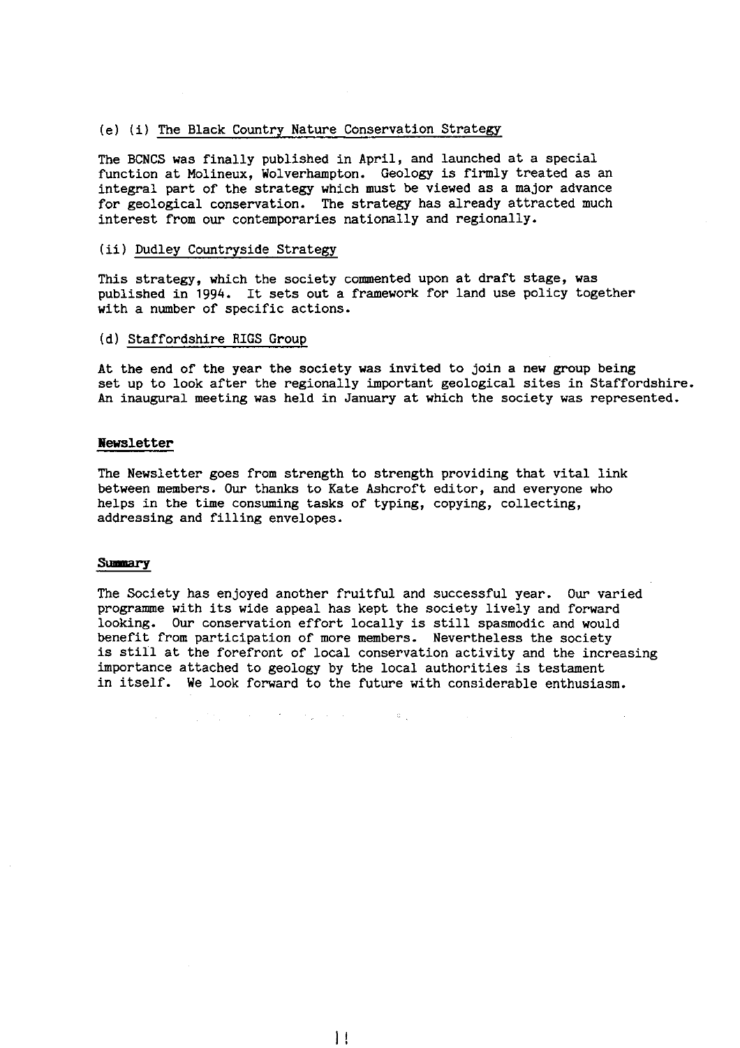(e) (i) <u>The Black Country Nature Conservation Strategy</u>

The BCNCS was finally published in April, and launched at a special function at Molineux, Wolverhampton. Geology is firmly treated as an integral part of the strategy which must be viewed as a major advance for geological conservation. The strategy has already attracted much interest from our contemporaries nationally and regionally.

(ii) <u>Dudley Countryside Strategy</u>

This strategy, which the society commented upon at draft stage, was published in 1994. It sets out a framework for land use policy together with a number of specific actions.

(d) <u>Staffordshire RIGS Group</u>

At the end of the year the society was invited to join a new group being set up to look after the regionally important geological sites in Staffordshire. An inaugural meeting was held in January at which the society was represented.

**Newsletter**

The Newsletter goes from strength to strength providing that vital link between members. Our thanks to Kate Ashcroft editor, and everyone who helps in the time consuming tasks of typing, copying, collecting, addressing and filling envelopes.

**Summary**

The Society has enjoyed another fruitful and successful year. Our varied programme with its wide appeal has kept the society lively and forward looking. Our conservation effort locally is still spasmodic and would benefit from participation of more members. Nevertheless the society is still at the forefront of local conservation activity and the increasing importance attached to geology by the local authorities is testament in itself. We look forward to the future with considerable enthusiasm.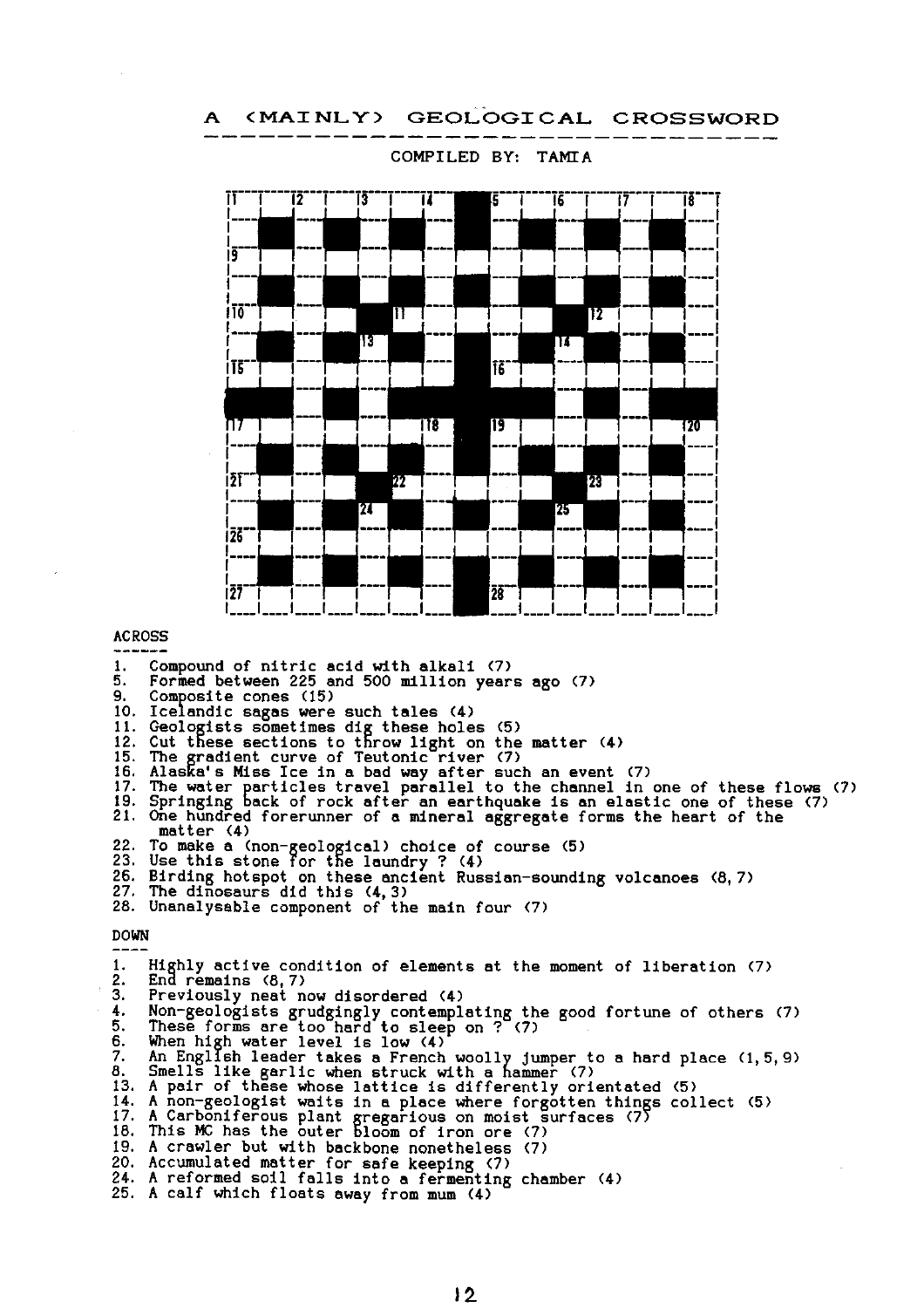# A (MAINLY) GEOLOGICAL CROSSWORD

COMPILED BY: TAMIA

## ACROSS

1. Compound of nitric acid with alkali (7)
5. Formed between 225 and 500 million years ago (7)
9. Composite cones (15)
10. Icelandic sagas were such tales (4)
11. Geologists sometimes dig these holes (5)
12. Cut these sections to throw light on the matter (4)
15. The gradient curve of Teutonic river (7)
16. Alaska's Miss Ice in a bad way after such an event (7)
17. The water particles travel parallel to the channel in one of these flows (7)
19. Springing back of rock after an earthquake is an elastic one of these (7)
21. One hundred forerunner of a mineral aggregate forms the heart of the matter (4)
22. To make a (non-geological) choice of course (5)
23. Use this stone for the laundry ? (4)
26. Birding hotspot on these ancient Russian-sounding volcanoes (8, 7)
27. The dinosaurs did this (4, 3)
28. Unanalysable component of the main four (7)

## DOWN

1. Highly active condition of elements at the moment of liberation (7)
2. End remains (8, 7)
3. Previously neat now disordered (4)
4. Non-geologists grudgingly contemplating the good fortune of others (7)
5. These forms are too hard to sleep on ? (7)
6. When high water level is low (4)
7. An English leader takes a French woolly jumper to a hard place (1, 5, 9)
8. Smells like garlic when struck with a hammer (7)
13. A pair of these whose lattice is differently orientated (5)
14. A non-geologist waits in a place where forgotten things collect (5)
17. A Carboniferous plant gregarious on moist surfaces (7)
18. This MC has the outer bloom of iron ore (7)
19. A crawler but with backbone nonetheless (7)
20. Accumulated matter for safe keeping (7)
24. A reformed soil falls into a fermenting chamber (4)
25. A calf which floats away from mum (4)